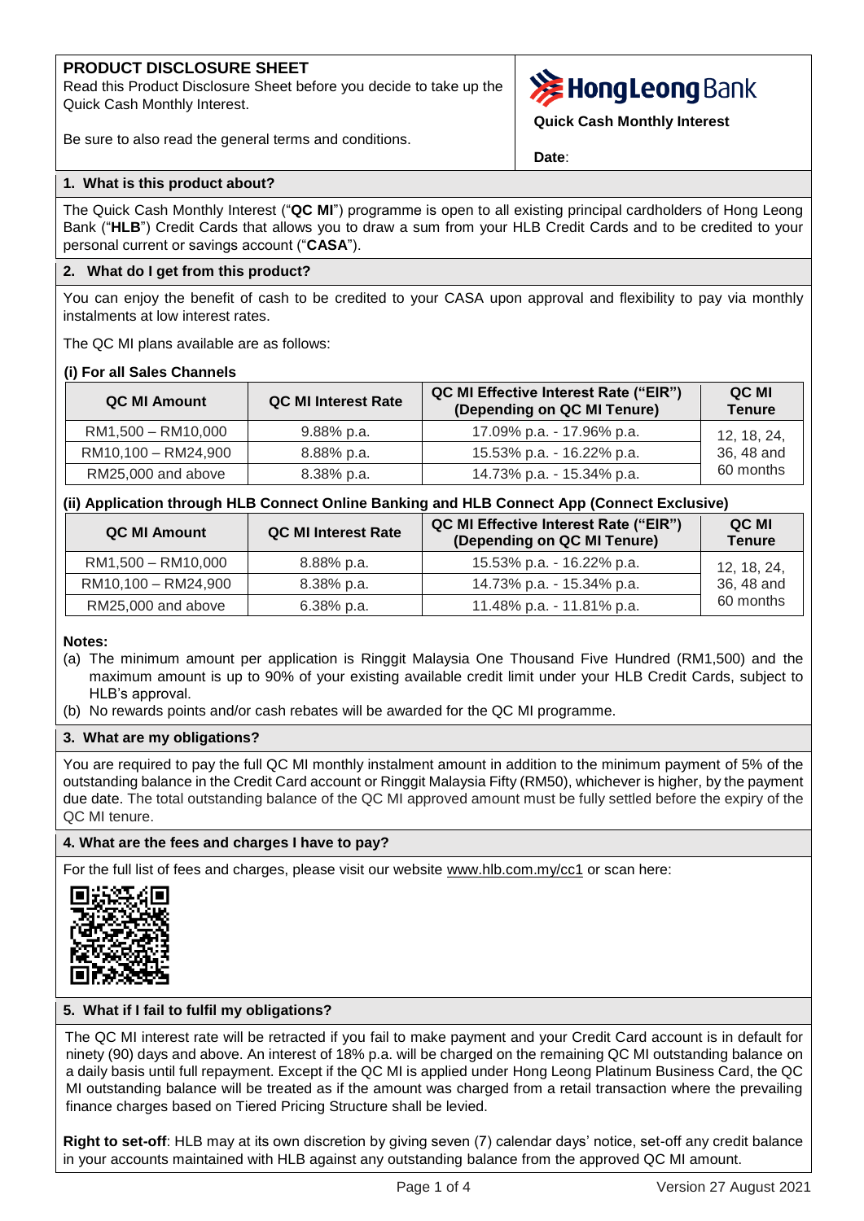# PRODUCT DISCLOSURE SHEET

Read this Product Disclosure Sheet before you decide to take up the Quick Cash Monthly Interest.

Be sure to also read the general terms and conditions.

**Hong Leong Bank**

**Quick Cash Monthly Interest**

**Date**:

## 1. What is this product about?

The Quick Cash Monthly Interest ("**QC MI**") programme is open to all existing principal cardholders of Hong Leong Bank ("**HLB**") Credit Cards that allows you to draw a sum from your HLB Credit Cards and to be credited to your personal current or savings account ("**CASA**").

## 2. What do I get from this product?

You can enjoy the benefit of cash to be credited to your CASA upon approval and flexibility to pay via monthly instalments at low interest rates.

The QC MI plans available are as follows:

**(i) For all Sales Channels**

| QC MI Amount | QC MI Interest Rate | QC MI Effective Interest Rate ("EIR") (Depending on QC MI Tenure) | QC MI Tenure |
|---|---|---|---|
| RM1,500 – RM10,000 | 9.88% p.a. | 17.09% p.a. - 17.96% p.a. | 12, 18, 24, 36, 48 and 60 months |
| RM10,100 – RM24,900 | 8.88% p.a. | 15.53% p.a. - 16.22% p.a. | |
| RM25,000 and above | 8.38% p.a. | 14.73% p.a. - 15.34% p.a. | |

**(ii) Application through HLB Connect Online Banking and HLB Connect App (Connect Exclusive)**

| QC MI Amount | QC MI Interest Rate | QC MI Effective Interest Rate ("EIR") (Depending on QC MI Tenure) | QC MI Tenure |
|---|---|---|---|
| RM1,500 – RM10,000 | 8.88% p.a. | 15.53% p.a. - 16.22% p.a. | 12, 18, 24, 36, 48 and 60 months |
| RM10,100 – RM24,900 | 8.38% p.a. | 14.73% p.a. - 15.34% p.a. | |
| RM25,000 and above | 6.38% p.a. | 11.48% p.a. - 11.81% p.a. | |

**Notes:**

(a) The minimum amount per application is Ringgit Malaysia One Thousand Five Hundred (RM1,500) and the maximum amount is up to 90% of your existing available credit limit under your HLB Credit Cards, subject to HLB's approval.

(b) No rewards points and/or cash rebates will be awarded for the QC MI programme.

## 3. What are my obligations?

You are required to pay the full QC MI monthly instalment amount in addition to the minimum payment of 5% of the outstanding balance in the Credit Card account or Ringgit Malaysia Fifty (RM50), whichever is higher, by the payment due date. The total outstanding balance of the QC MI approved amount must be fully settled before the expiry of the QC MI tenure.

## 4. What are the fees and charges I have to pay?

For the full list of fees and charges, please visit our website www.hlb.com.my/cc1 or scan here:

## 5. What if I fail to fulfil my obligations?

The QC MI interest rate will be retracted if you fail to make payment and your Credit Card account is in default for ninety (90) days and above. An interest of 18% p.a. will be charged on the remaining QC MI outstanding balance on a daily basis until full repayment. Except if the QC MI is applied under Hong Leong Platinum Business Card, the QC MI outstanding balance will be treated as if the amount was charged from a retail transaction where the prevailing finance charges based on Tiered Pricing Structure shall be levied.

**Right to set-off**: HLB may at its own discretion by giving seven (7) calendar days' notice, set-off any credit balance in your accounts maintained with HLB against any outstanding balance from the approved QC MI amount.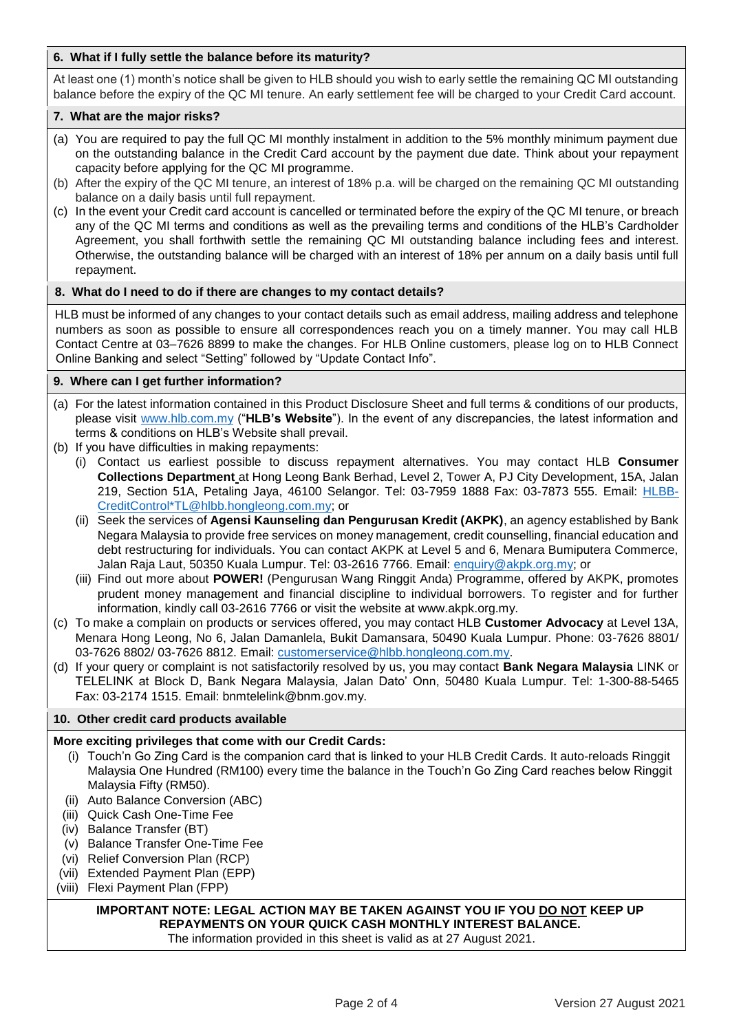### 6. What if I fully settle the balance before its maturity?

At least one (1) month's notice shall be given to HLB should you wish to early settle the remaining QC MI outstanding balance before the expiry of the QC MI tenure. An early settlement fee will be charged to your Credit Card account.

### 7. What are the major risks?

(a) You are required to pay the full QC MI monthly instalment in addition to the 5% monthly minimum payment due on the outstanding balance in the Credit Card account by the payment due date. Think about your repayment capacity before applying for the QC MI programme.

(b) After the expiry of the QC MI tenure, an interest of 18% p.a. will be charged on the remaining QC MI outstanding balance on a daily basis until full repayment.

(c) In the event your Credit card account is cancelled or terminated before the expiry of the QC MI tenure, or breach any of the QC MI terms and conditions as well as the prevailing terms and conditions of the HLB's Cardholder Agreement, you shall forthwith settle the remaining QC MI outstanding balance including fees and interest. Otherwise, the outstanding balance will be charged with an interest of 18% per annum on a daily basis until full repayment.

### 8. What do I need to do if there are changes to my contact details?

HLB must be informed of any changes to your contact details such as email address, mailing address and telephone numbers as soon as possible to ensure all correspondences reach you on a timely manner. You may call HLB Contact Centre at 03–7626 8899 to make the changes. For HLB Online customers, please log on to HLB Connect Online Banking and select "Setting" followed by "Update Contact Info".

### 9. Where can I get further information?

(a) For the latest information contained in this Product Disclosure Sheet and full terms & conditions of our products, please visit www.hlb.com.my ("**HLB's Website**"). In the event of any discrepancies, the latest information and terms & conditions on HLB's Website shall prevail.

(b) If you have difficulties in making repayments:

  (i) Contact us earliest possible to discuss repayment alternatives. You may contact HLB **Consumer Collections Department** at Hong Leong Bank Berhad, Level 2, Tower A, PJ City Development, 15A, Jalan 219, Section 51A, Petaling Jaya, 46100 Selangor. Tel: 03-7959 1888 Fax: 03-7873 555. Email: HLBB-CreditControl*TL@hlbb.hongleong.com.my; or

  (ii) Seek the services of **Agensi Kaunseling dan Pengurusan Kredit (AKPK)**, an agency established by Bank Negara Malaysia to provide free services on money management, credit counselling, financial education and debt restructuring for individuals. You can contact AKPK at Level 5 and 6, Menara Bumiputera Commerce, Jalan Raja Laut, 50350 Kuala Lumpur. Tel: 03-2616 7766. Email: enquiry@akpk.org.my; or

  (iii) Find out more about **POWER!** (Pengurusan Wang Ringgit Anda) Programme, offered by AKPK, promotes prudent money management and financial discipline to individual borrowers. To register and for further information, kindly call 03-2616 7766 or visit the website at www.akpk.org.my.

(c) To make a complain on products or services offered, you may contact HLB **Customer Advocacy** at Level 13A, Menara Hong Leong, No 6, Jalan Damanlela, Bukit Damansara, 50490 Kuala Lumpur. Phone: 03-7626 8801/ 03-7626 8802/ 03-7626 8812. Email: customerservice@hlbb.hongleong.com.my.

(d) If your query or complaint is not satisfactorily resolved by us, you may contact **Bank Negara Malaysia** LINK or TELELINK at Block D, Bank Negara Malaysia, Jalan Dato' Onn, 50480 Kuala Lumpur. Tel: 1-300-88-5465 Fax: 03-2174 1515. Email: bnmtelelink@bnm.gov.my.

### 10. Other credit card products available

**More exciting privileges that come with our Credit Cards:**

(i) Touch'n Go Zing Card is the companion card that is linked to your HLB Credit Cards. It auto-reloads Ringgit Malaysia One Hundred (RM100) every time the balance in the Touch'n Go Zing Card reaches below Ringgit Malaysia Fifty (RM50).

(ii) Auto Balance Conversion (ABC)

(iii) Quick Cash One-Time Fee

(iv) Balance Transfer (BT)

(v) Balance Transfer One-Time Fee

(vi) Relief Conversion Plan (RCP)

(vii) Extended Payment Plan (EPP)

(viii) Flexi Payment Plan (FPP)

**IMPORTANT NOTE: LEGAL ACTION MAY BE TAKEN AGAINST YOU IF YOU DO NOT KEEP UP REPAYMENTS ON YOUR QUICK CASH MONTHLY INTEREST BALANCE.**

The information provided in this sheet is valid as at 27 August 2021.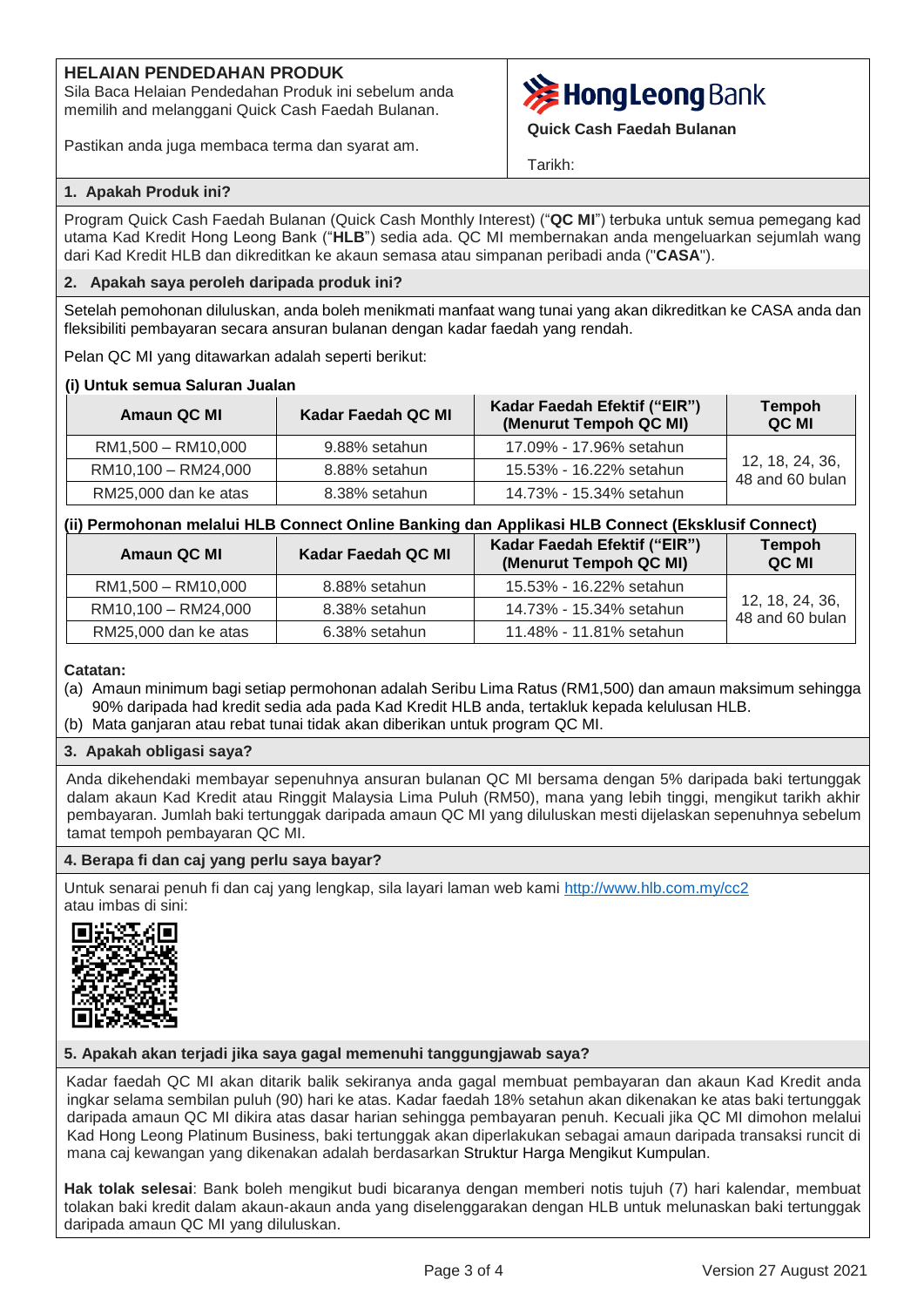**HELAIAN PENDEDAHAN PRODUK**

Sila Baca Helaian Pendedahan Produk ini sebelum anda memilih and melanggani Quick Cash Faedah Bulanan.

Pastikan anda juga membaca terma dan syarat am.

**HongLeong Bank**

**Quick Cash Faedah Bulanan**

Tarikh:

### 1. Apakah Produk ini?

Program Quick Cash Faedah Bulanan (Quick Cash Monthly Interest) ("**QC MI**") terbuka untuk semua pemegang kad utama Kad Kredit Hong Leong Bank ("**HLB**") sedia ada. QC MI membernakan anda mengeluarkan sejumlah wang dari Kad Kredit HLB dan dikreditkan ke akaun semasa atau simpanan peribadi anda ("**CASA**").

### 2. Apakah saya peroleh daripada produk ini?

Setelah pemohonan diluluskan, anda boleh menikmati manfaat wang tunai yang akan dikreditkan ke CASA anda dan fleksibiliti pembayaran secara ansuran bulanan dengan kadar faedah yang rendah.

Pelan QC MI yang ditawarkan adalah seperti berikut:

**(i) Untuk semua Saluran Jualan**

| Amaun QC MI | Kadar Faedah QC MI | Kadar Faedah Efektif ("EIR") (Menurut Tempoh QC MI) | Tempoh QC MI |
|---|---|---|---|
| RM1,500 – RM10,000 | 9.88% setahun | 17.09% - 17.96% setahun | 12, 18, 24, 36, 48 and 60 bulan |
| RM10,100 – RM24,000 | 8.88% setahun | 15.53% - 16.22% setahun | |
| RM25,000 dan ke atas | 8.38% setahun | 14.73% - 15.34% setahun | |

**(ii) Permohonan melalui HLB Connect Online Banking dan Applikasi HLB Connect (Eksklusif Connect)**

| Amaun QC MI | Kadar Faedah QC MI | Kadar Faedah Efektif ("EIR") (Menurut Tempoh QC MI) | Tempoh QC MI |
|---|---|---|---|
| RM1,500 – RM10,000 | 8.88% setahun | 15.53% - 16.22% setahun | 12, 18, 24, 36, 48 and 60 bulan |
| RM10,100 – RM24,000 | 8.38% setahun | 14.73% - 15.34% setahun | |
| RM25,000 dan ke atas | 6.38% setahun | 11.48% - 11.81% setahun | |

**Catatan:**

(a) Amaun minimum bagi setiap permohonan adalah Seribu Lima Ratus (RM1,500) dan amaun maksimum sehingga 90% daripada had kredit sedia ada pada Kad Kredit HLB anda, tertakluk kepada kelulusan HLB.
(b) Mata ganjaran atau rebat tunai tidak akan diberikan untuk program QC MI.

### 3. Apakah obligasi saya?

Anda dikehendaki membayar sepenuhnya ansuran bulanan QC MI bersama dengan 5% daripada baki tertunggak dalam akaun Kad Kredit atau Ringgit Malaysia Lima Puluh (RM50), mana yang lebih tinggi, mengikut tarikh akhir pembayaran. Jumlah baki tertunggak daripada amaun QC MI yang diluluskan mesti dijelaskan sepenuhnya sebelum tamat tempoh pembayaran QC MI.

### 4. Berapa fi dan caj yang perlu saya bayar?

Untuk senarai penuh fi dan caj yang lengkap, sila layari laman web kami http://www.hlb.com.my/cc2 atau imbas di sini:

### 5. Apakah akan terjadi jika saya gagal memenuhi tanggungjawab saya?

Kadar faedah QC MI akan ditarik balik sekiranya anda gagal membuat pembayaran dan akaun Kad Kredit anda ingkar selama sembilan puluh (90) hari ke atas. Kadar faedah 18% setahun akan dikenakan ke atas baki tertunggak daripada amaun QC MI dikira atas dasar harian sehingga pembayaran penuh. Kecuali jika QC MI dimohon melalui Kad Hong Leong Platinum Business, baki tertunggak akan diperlakukan sebagai amaun daripada transaksi runcit di mana caj kewangan yang dikenakan adalah berdasarkan Struktur Harga Mengikut Kumpulan.

**Hak tolak selesai**: Bank boleh mengikut budi bicaranya dengan memberi notis tujuh (7) hari kalendar, membuat tolakan baki kredit dalam akaun-akaun anda yang diselenggarakan dengan HLB untuk melunaskan baki tertunggak daripada amaun QC MI yang diluluskan.

Version 27 August 2021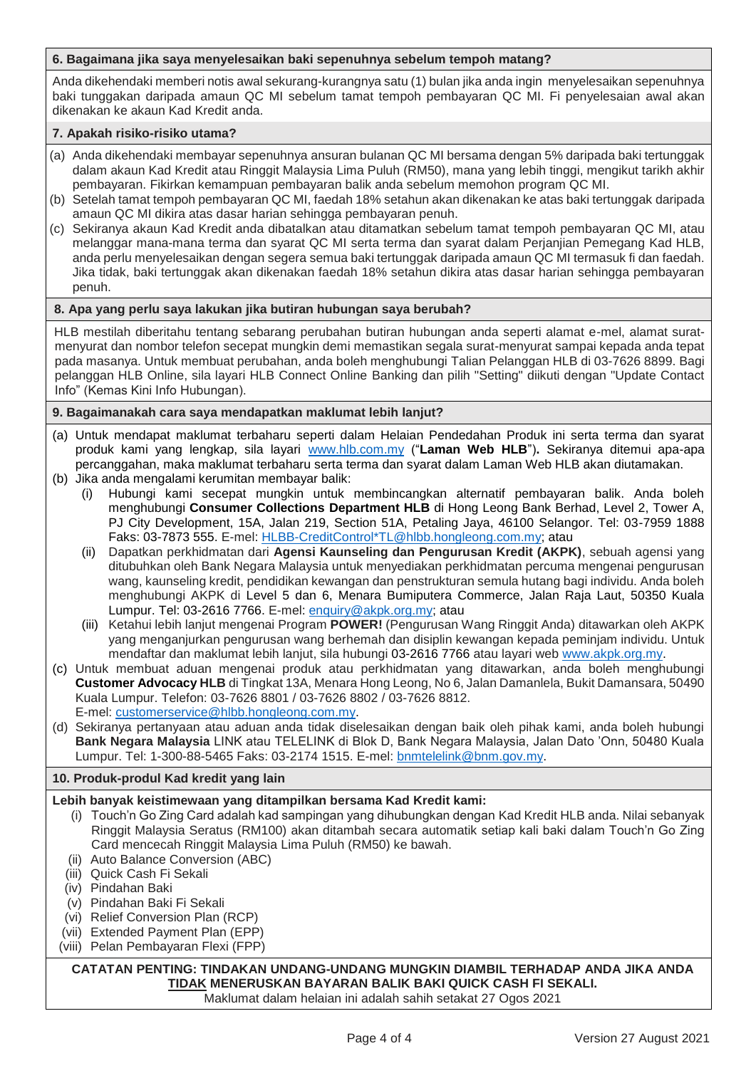### 6. Bagaimana jika saya menyelesaikan baki sepenuhnya sebelum tempoh matang?

Anda dikehendaki memberi notis awal sekurang-kurangnya satu (1) bulan jika anda ingin menyelesaikan sepenuhnya baki tunggakan daripada amaun QC MI sebelum tamat tempoh pembayaran QC MI. Fi penyelesaian awal akan dikenakan ke akaun Kad Kredit anda.

### 7. Apakah risiko-risiko utama?

(a) Anda dikehendaki membayar sepenuhnya ansuran bulanan QC MI bersama dengan 5% daripada baki tertunggak dalam akaun Kad Kredit atau Ringgit Malaysia Lima Puluh (RM50), mana yang lebih tinggi, mengikut tarikh akhir pembayaran. Fikirkan kemampuan pembayaran balik anda sebelum memohon program QC MI.

(b) Setelah tamat tempoh pembayaran QC MI, faedah 18% setahun akan dikenakan ke atas baki tertunggak daripada amaun QC MI dikira atas dasar harian sehingga pembayaran penuh.

(c) Sekiranya akaun Kad Kredit anda dibatalkan atau ditamatkan sebelum tamat tempoh pembayaran QC MI, atau melanggar mana-mana terma dan syarat QC MI serta terma dan syarat dalam Perjanjian Pemegang Kad HLB, anda perlu menyelesaikan dengan segera semua baki tertunggak daripada amaun QC MI termasuk fi dan faedah. Jika tidak, baki tertunggak akan dikenakan faedah 18% setahun dikira atas dasar harian sehingga pembayaran penuh.

### 8. Apa yang perlu saya lakukan jika butiran hubungan saya berubah?

HLB mestilah diberitahu tentang sebarang perubahan butiran hubungan anda seperti alamat e-mel, alamat surat-menyurat dan nombor telefon secepat mungkin demi memastikan segala surat-menyurat sampai kepada anda tepat pada masanya. Untuk membuat perubahan, anda boleh menghubungi Talian Pelanggan HLB di 03-7626 8899. Bagi pelanggan HLB Online, sila layari HLB Connect Online Banking dan pilih "Setting" diikuti dengan "Update Contact Info" (Kemas Kini Info Hubungan).

### 9. Bagaimanakah cara saya mendapatkan maklumat lebih lanjut?

(a) Untuk mendapat maklumat terbaharu seperti dalam Helaian Pendedahan Produk ini serta terma dan syarat produk kami yang lengkap, sila layari www.hlb.com.my ("**Laman Web HLB**")**.** Sekiranya ditemui apa-apa percanggahan, maka maklumat terbaharu serta terma dan syarat dalam Laman Web HLB akan diutamakan.

(b) Jika anda mengalami kerumitan membayar balik:

  (i) Hubungi kami secepat mungkin untuk membincangkan alternatif pembayaran balik. Anda boleh menghubungi **Consumer Collections Department HLB** di Hong Leong Bank Berhad, Level 2, Tower A, PJ City Development, 15A, Jalan 219, Section 51A, Petaling Jaya, 46100 Selangor. Tel: 03-7959 1888 Faks: 03-7873 555. E-mel: HLBB-CreditControl*TL@hlbb.hongleong.com.my; atau

  (ii) Dapatkan perkhidmatan dari **Agensi Kaunseling dan Pengurusan Kredit (AKPK)**, sebuah agensi yang ditubuhkan oleh Bank Negara Malaysia untuk menyediakan perkhidmatan percuma mengenai pengurusan wang, kaunseling kredit, pendidikan kewangan dan penstrukturan semula hutang bagi individu. Anda boleh menghubungi AKPK di Level 5 dan 6, Menara Bumiputera Commerce, Jalan Raja Laut, 50350 Kuala Lumpur. Tel: 03-2616 7766. E-mel: enquiry@akpk.org.my; atau

  (iii) Ketahui lebih lanjut mengenai Program **POWER!** (Pengurusan Wang Ringgit Anda) ditawarkan oleh AKPK yang menganjurkan pengurusan wang berhemah dan disiplin kewangan kepada peminjam individu. Untuk mendaftar dan maklumat lebih lanjut, sila hubungi 03-2616 7766 atau layari web www.akpk.org.my.

(c) Untuk membuat aduan mengenai produk atau perkhidmatan yang ditawarkan, anda boleh menghubungi **Customer Advocacy HLB** di Tingkat 13A, Menara Hong Leong, No 6, Jalan Damanlela, Bukit Damansara, 50490 Kuala Lumpur. Telefon: 03-7626 8801 / 03-7626 8802 / 03-7626 8812.
E-mel: customerservice@hlbb.hongleong.com.my.

(d) Sekiranya pertanyaan atau aduan anda tidak diselesaikan dengan baik oleh pihak kami, anda boleh hubungi **Bank Negara Malaysia** LINK atau TELELINK di Blok D, Bank Negara Malaysia, Jalan Dato 'Onn, 50480 Kuala Lumpur. Tel: 1-300-88-5465 Faks: 03-2174 1515. E-mel: bnmtelelink@bnm.gov.my.

### 10. Produk-produl Kad kredit yang lain

**Lebih banyak keistimewaan yang ditampilkan bersama Kad Kredit kami:**

(i) Touch'n Go Zing Card adalah kad sampingan yang dihubungkan dengan Kad Kredit HLB anda. Nilai sebanyak Ringgit Malaysia Seratus (RM100) akan ditambah secara automatik setiap kali baki dalam Touch'n Go Zing Card mencecah Ringgit Malaysia Lima Puluh (RM50) ke bawah.
(ii) Auto Balance Conversion (ABC)
(iii) Quick Cash Fi Sekali
(iv) Pindahan Baki
(v) Pindahan Baki Fi Sekali
(vi) Relief Conversion Plan (RCP)
(vii) Extended Payment Plan (EPP)
(viii) Pelan Pembayaran Flexi (FPP)

**CATATAN PENTING: TINDAKAN UNDANG-UNDANG MUNGKIN DIAMBIL TERHADAP ANDA JIKA ANDA TIDAK MENERUSKAN BAYARAN BALIK BAKI QUICK CASH FI SEKALI.**

Maklumat dalam helaian ini adalah sahih setakat 27 Ogos 2021